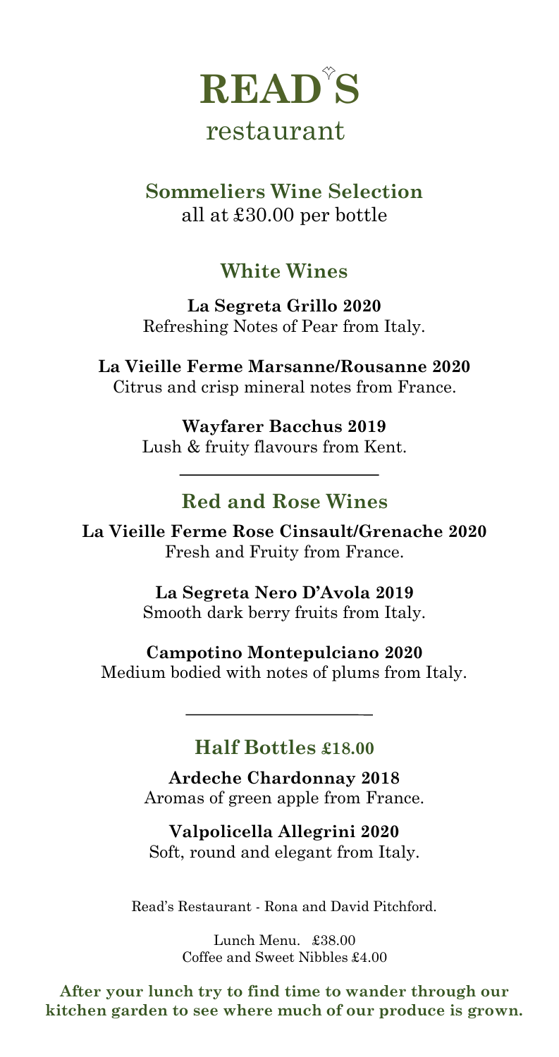# READ'S

restaurant

## Sommeliers Wine Selection

all at £30.00 per bottle

### White Wines

**La Segreta Grillo 2020**
Refreshing Notes of Pear from Italy.

**La Vieille Ferme Marsanne/Rousanne 2020**
Citrus and crisp mineral notes from France.

**Wayfarer Bacchus 2019**
Lush & fruity flavours from Kent.

---

### Red and Rose Wines

**La Vieille Ferme Rose Cinsault/Grenache 2020**
Fresh and Fruity from France.

**La Segreta Nero D'Avola 2019**
Smooth dark berry fruits from Italy.

**Campotino Montepulciano 2020**
Medium bodied with notes of plums from Italy.

---

### Half Bottles £18.00

**Ardeche Chardonnay 2018**
Aromas of green apple from France.

**Valpolicella Allegrini 2020**
Soft, round and elegant from Italy.

Read's Restaurant - Rona and David Pitchford.

Lunch Menu. £38.00
Coffee and Sweet Nibbles £4.00

**After your lunch try to find time to wander through our kitchen garden to see where much of our produce is grown.**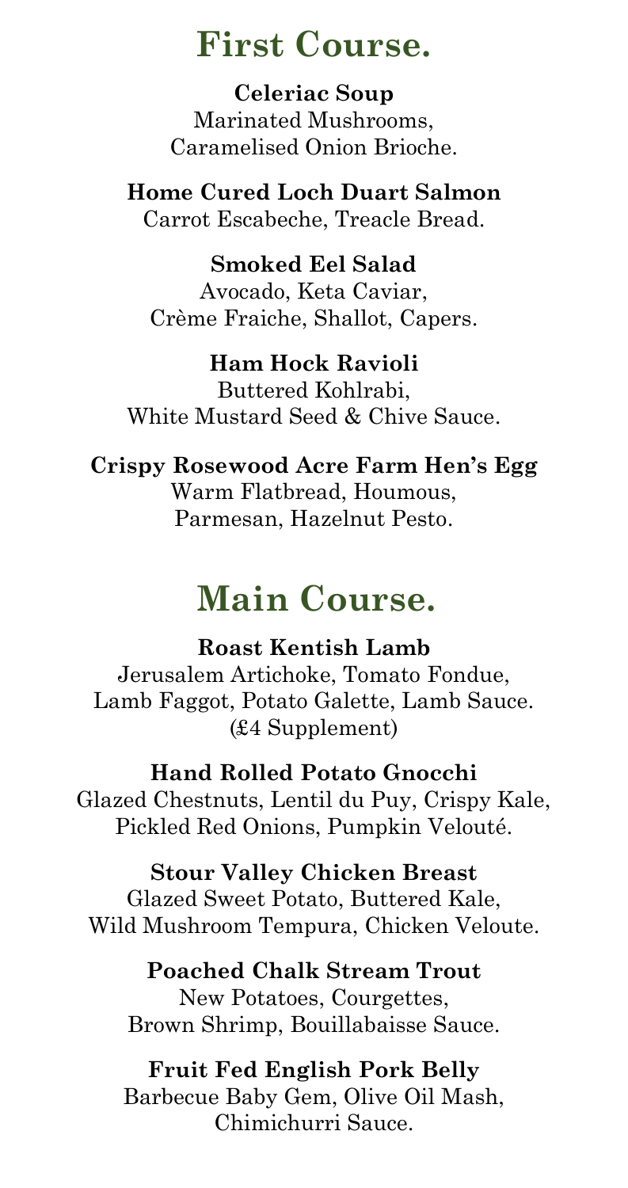# First Course.

**Celeriac Soup**
Marinated Mushrooms,
Caramelised Onion Brioche.

**Home Cured Loch Duart Salmon**
Carrot Escabeche, Treacle Bread.

**Smoked Eel Salad**
Avocado, Keta Caviar,
Crème Fraiche, Shallot, Capers.

**Ham Hock Ravioli**
Buttered Kohlrabi,
White Mustard Seed & Chive Sauce.

**Crispy Rosewood Acre Farm Hen's Egg**
Warm Flatbread, Houmous,
Parmesan, Hazelnut Pesto.

# Main Course.

**Roast Kentish Lamb**
Jerusalem Artichoke, Tomato Fondue,
Lamb Faggot, Potato Galette, Lamb Sauce.
(£4 Supplement)

**Hand Rolled Potato Gnocchi**
Glazed Chestnuts, Lentil du Puy, Crispy Kale,
Pickled Red Onions, Pumpkin Velouté.

**Stour Valley Chicken Breast**
Glazed Sweet Potato, Buttered Kale,
Wild Mushroom Tempura, Chicken Veloute.

**Poached Chalk Stream Trout**
New Potatoes, Courgettes,
Brown Shrimp, Bouillabaisse Sauce.

**Fruit Fed English Pork Belly**
Barbecue Baby Gem, Olive Oil Mash,
Chimichurri Sauce.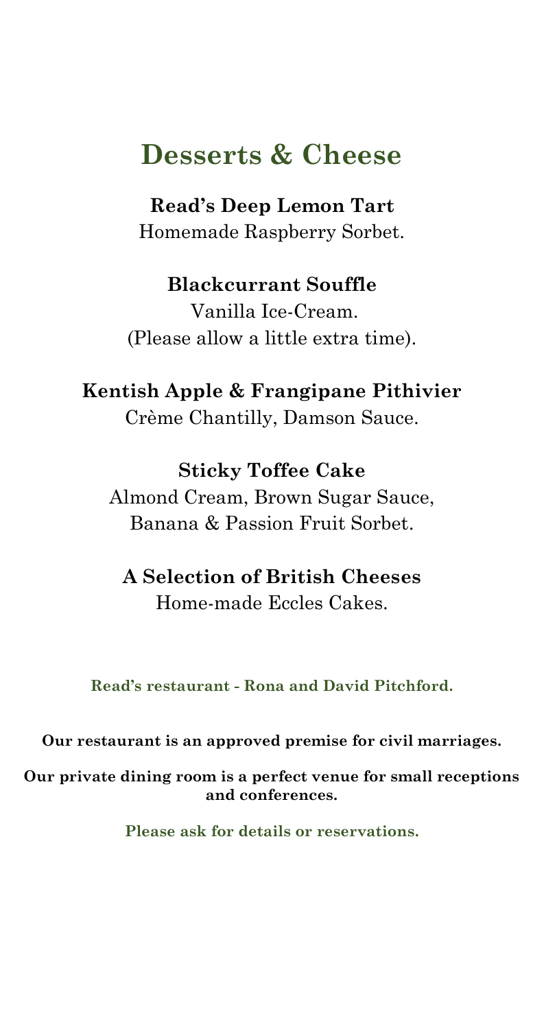# Desserts & Cheese

**Read's Deep Lemon Tart**
Homemade Raspberry Sorbet.

**Blackcurrant Souffle**
Vanilla Ice-Cream.
(Please allow a little extra time).

**Kentish Apple & Frangipane Pithivier**
Crème Chantilly, Damson Sauce.

**Sticky Toffee Cake**
Almond Cream, Brown Sugar Sauce,
Banana & Passion Fruit Sorbet.

**A Selection of British Cheeses**
Home-made Eccles Cakes.

**Read's restaurant - Rona and David Pitchford.**

**Our restaurant is an approved premise for civil marriages.**

**Our private dining room is a perfect venue for small receptions and conferences.**

**Please ask for details or reservations.**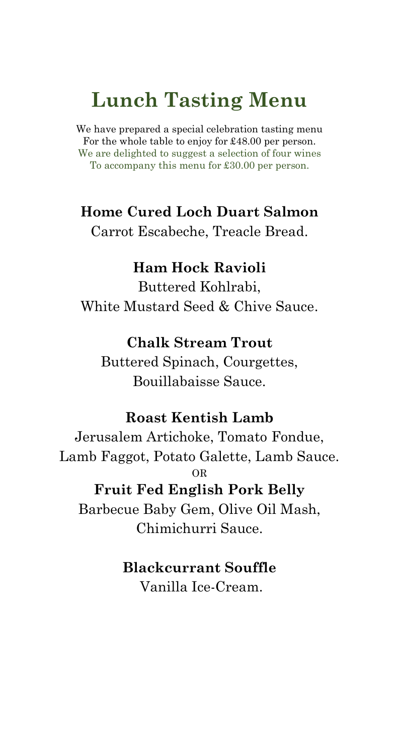# Lunch Tasting Menu

We have prepared a special celebration tasting menu
For the whole table to enjoy for £48.00 per person.
We are delighted to suggest a selection of four wines
To accompany this menu for £30.00 per person.

**Home Cured Loch Duart Salmon**

Carrot Escabeche, Treacle Bread.

**Ham Hock Ravioli**

Buttered Kohlrabi,
White Mustard Seed & Chive Sauce.

**Chalk Stream Trout**

Buttered Spinach, Courgettes,
Bouillabaisse Sauce.

**Roast Kentish Lamb**

Jerusalem Artichoke, Tomato Fondue,
Lamb Faggot, Potato Galette, Lamb Sauce.

OR

**Fruit Fed English Pork Belly**

Barbecue Baby Gem, Olive Oil Mash,
Chimichurri Sauce.

**Blackcurrant Souffle**

Vanilla Ice-Cream.